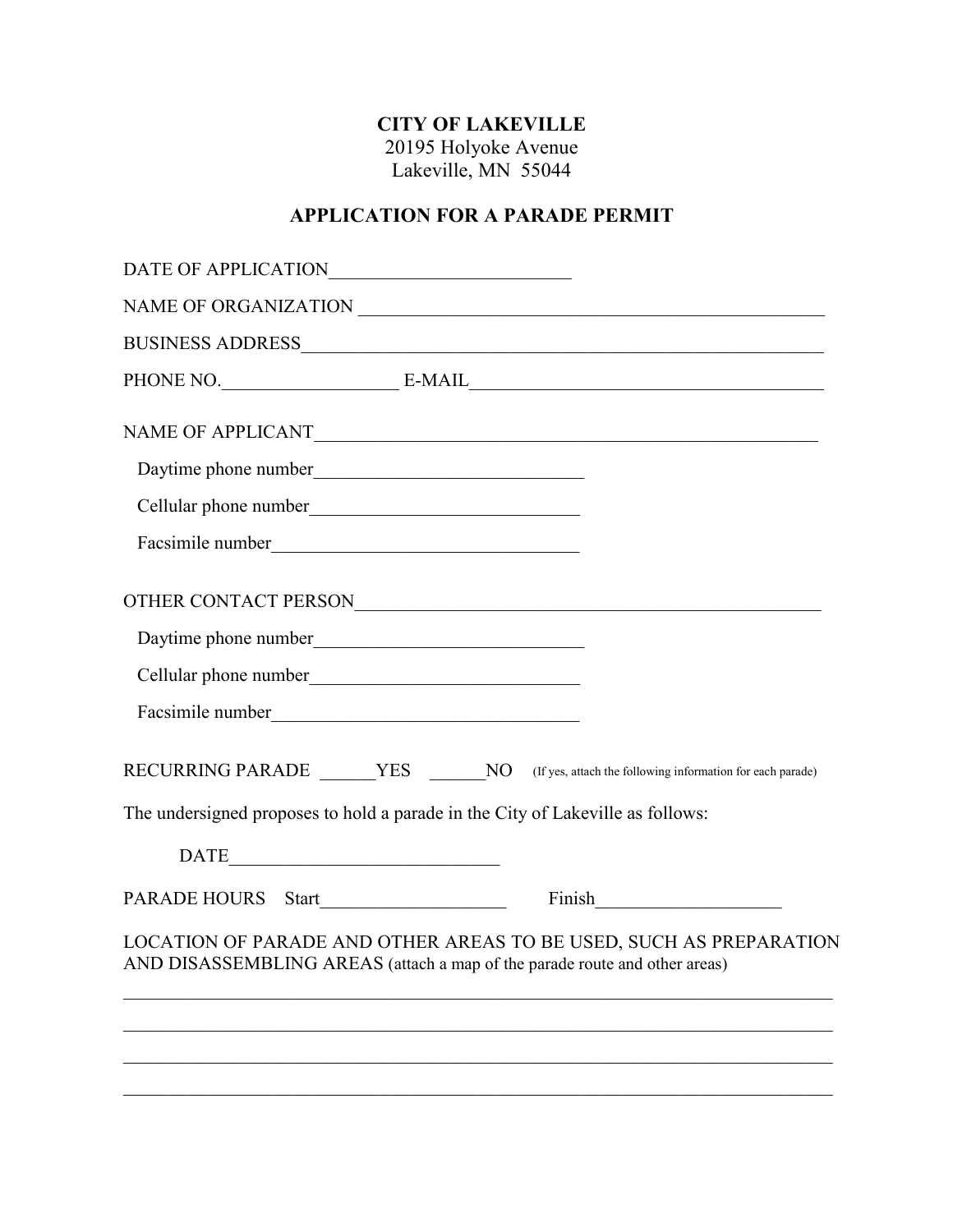**CITY OF LAKEVILLE**
20195 Holyoke Avenue
Lakeville, MN 55044

## APPLICATION FOR A PARADE PERMIT

DATE OF APPLICATION_________________________

NAME OF ORGANIZATION ________________________________________________

BUSINESS ADDRESS____________________________________________________

PHONE NO.__________________ E-MAIL_____________________________________

NAME OF APPLICANT__________________________________________________

Daytime phone number____________________________

Cellular phone number____________________________

Facsimile number________________________________

OTHER CONTACT PERSON_______________________________________________

Daytime phone number____________________________

Cellular phone number____________________________

Facsimile number________________________________

RECURRING PARADE ______YES ______NO (If yes, attach the following information for each parade)

The undersigned proposes to hold a parade in the City of Lakeville as follows:

DATE____________________________

PARADE HOURS Start___________________ Finish___________________

LOCATION OF PARADE AND OTHER AREAS TO BE USED, SUCH AS PREPARATION AND DISASSEMBLING AREAS (attach a map of the parade route and other areas)

___________________________________________________________________________

___________________________________________________________________________

___________________________________________________________________________

___________________________________________________________________________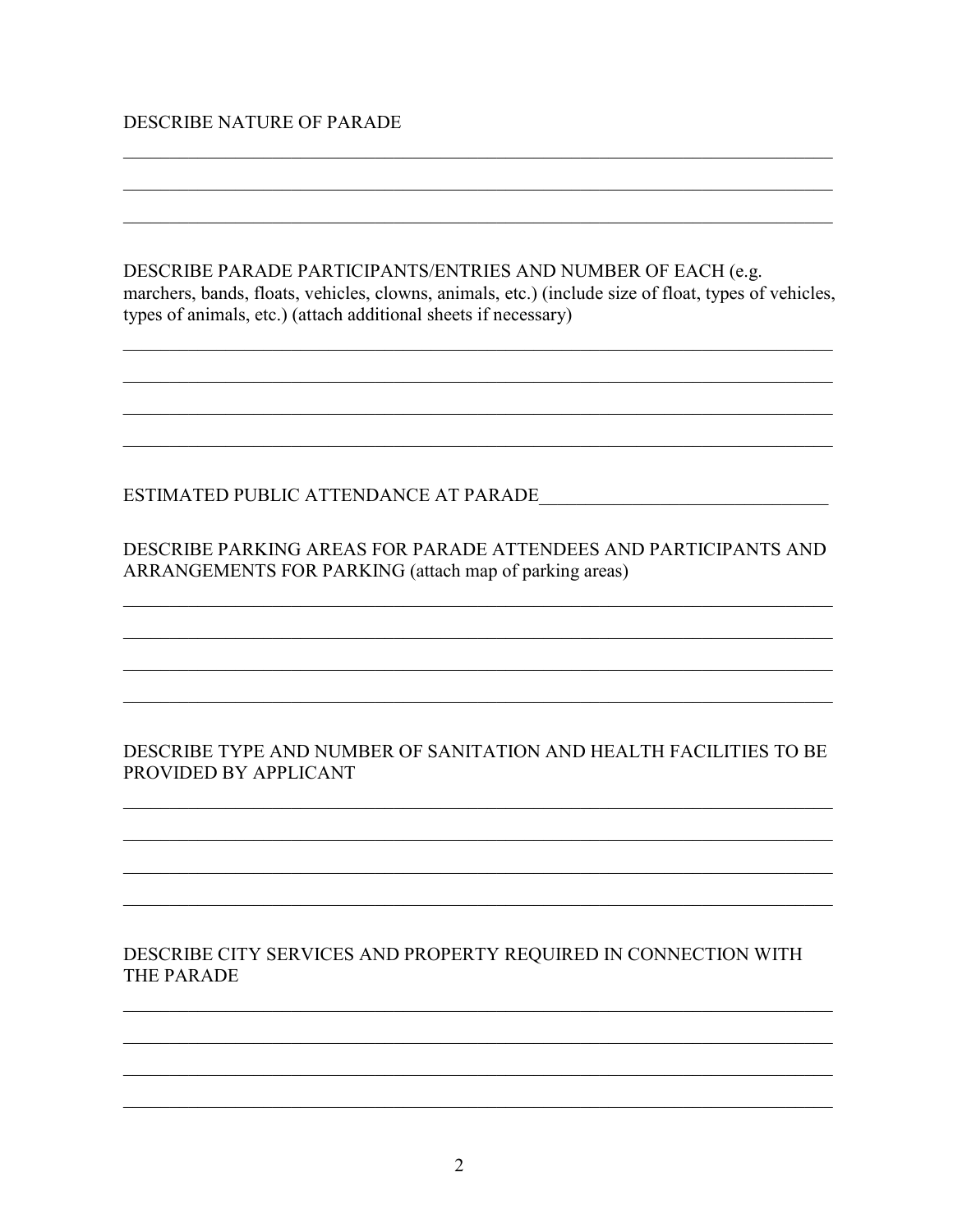DESCRIBE NATURE OF PARADE

\_\_\_\_\_\_\_\_\_\_\_\_\_\_\_\_\_\_\_\_\_\_\_\_\_\_\_\_\_\_\_\_\_\_\_\_\_\_\_\_\_\_\_\_\_\_\_\_\_\_\_\_\_\_\_\_\_\_\_\_\_\_\_\_\_\_\_\_\_\_\_\_

\_\_\_\_\_\_\_\_\_\_\_\_\_\_\_\_\_\_\_\_\_\_\_\_\_\_\_\_\_\_\_\_\_\_\_\_\_\_\_\_\_\_\_\_\_\_\_\_\_\_\_\_\_\_\_\_\_\_\_\_\_\_\_\_\_\_\_\_\_\_\_\_

\_\_\_\_\_\_\_\_\_\_\_\_\_\_\_\_\_\_\_\_\_\_\_\_\_\_\_\_\_\_\_\_\_\_\_\_\_\_\_\_\_\_\_\_\_\_\_\_\_\_\_\_\_\_\_\_\_\_\_\_\_\_\_\_\_\_\_\_\_\_\_\_

DESCRIBE PARADE PARTICIPANTS/ENTRIES AND NUMBER OF EACH (e.g. marchers, bands, floats, vehicles, clowns, animals, etc.) (include size of float, types of vehicles, types of animals, etc.) (attach additional sheets if necessary)

\_\_\_\_\_\_\_\_\_\_\_\_\_\_\_\_\_\_\_\_\_\_\_\_\_\_\_\_\_\_\_\_\_\_\_\_\_\_\_\_\_\_\_\_\_\_\_\_\_\_\_\_\_\_\_\_\_\_\_\_\_\_\_\_\_\_\_\_\_\_\_\_

\_\_\_\_\_\_\_\_\_\_\_\_\_\_\_\_\_\_\_\_\_\_\_\_\_\_\_\_\_\_\_\_\_\_\_\_\_\_\_\_\_\_\_\_\_\_\_\_\_\_\_\_\_\_\_\_\_\_\_\_\_\_\_\_\_\_\_\_\_\_\_\_

\_\_\_\_\_\_\_\_\_\_\_\_\_\_\_\_\_\_\_\_\_\_\_\_\_\_\_\_\_\_\_\_\_\_\_\_\_\_\_\_\_\_\_\_\_\_\_\_\_\_\_\_\_\_\_\_\_\_\_\_\_\_\_\_\_\_\_\_\_\_\_\_

\_\_\_\_\_\_\_\_\_\_\_\_\_\_\_\_\_\_\_\_\_\_\_\_\_\_\_\_\_\_\_\_\_\_\_\_\_\_\_\_\_\_\_\_\_\_\_\_\_\_\_\_\_\_\_\_\_\_\_\_\_\_\_\_\_\_\_\_\_\_\_\_

ESTIMATED PUBLIC ATTENDANCE AT PARADE\_\_\_\_\_\_\_\_\_\_\_\_\_\_\_\_\_\_\_\_\_\_\_\_\_\_\_\_\_\_\_

DESCRIBE PARKING AREAS FOR PARADE ATTENDEES AND PARTICIPANTS AND ARRANGEMENTS FOR PARKING (attach map of parking areas)

\_\_\_\_\_\_\_\_\_\_\_\_\_\_\_\_\_\_\_\_\_\_\_\_\_\_\_\_\_\_\_\_\_\_\_\_\_\_\_\_\_\_\_\_\_\_\_\_\_\_\_\_\_\_\_\_\_\_\_\_\_\_\_\_\_\_\_\_\_\_\_\_

\_\_\_\_\_\_\_\_\_\_\_\_\_\_\_\_\_\_\_\_\_\_\_\_\_\_\_\_\_\_\_\_\_\_\_\_\_\_\_\_\_\_\_\_\_\_\_\_\_\_\_\_\_\_\_\_\_\_\_\_\_\_\_\_\_\_\_\_\_\_\_\_

\_\_\_\_\_\_\_\_\_\_\_\_\_\_\_\_\_\_\_\_\_\_\_\_\_\_\_\_\_\_\_\_\_\_\_\_\_\_\_\_\_\_\_\_\_\_\_\_\_\_\_\_\_\_\_\_\_\_\_\_\_\_\_\_\_\_\_\_\_\_\_\_

\_\_\_\_\_\_\_\_\_\_\_\_\_\_\_\_\_\_\_\_\_\_\_\_\_\_\_\_\_\_\_\_\_\_\_\_\_\_\_\_\_\_\_\_\_\_\_\_\_\_\_\_\_\_\_\_\_\_\_\_\_\_\_\_\_\_\_\_\_\_\_\_

DESCRIBE TYPE AND NUMBER OF SANITATION AND HEALTH FACILITIES TO BE PROVIDED BY APPLICANT

\_\_\_\_\_\_\_\_\_\_\_\_\_\_\_\_\_\_\_\_\_\_\_\_\_\_\_\_\_\_\_\_\_\_\_\_\_\_\_\_\_\_\_\_\_\_\_\_\_\_\_\_\_\_\_\_\_\_\_\_\_\_\_\_\_\_\_\_\_\_\_\_

\_\_\_\_\_\_\_\_\_\_\_\_\_\_\_\_\_\_\_\_\_\_\_\_\_\_\_\_\_\_\_\_\_\_\_\_\_\_\_\_\_\_\_\_\_\_\_\_\_\_\_\_\_\_\_\_\_\_\_\_\_\_\_\_\_\_\_\_\_\_\_\_

\_\_\_\_\_\_\_\_\_\_\_\_\_\_\_\_\_\_\_\_\_\_\_\_\_\_\_\_\_\_\_\_\_\_\_\_\_\_\_\_\_\_\_\_\_\_\_\_\_\_\_\_\_\_\_\_\_\_\_\_\_\_\_\_\_\_\_\_\_\_\_\_

\_\_\_\_\_\_\_\_\_\_\_\_\_\_\_\_\_\_\_\_\_\_\_\_\_\_\_\_\_\_\_\_\_\_\_\_\_\_\_\_\_\_\_\_\_\_\_\_\_\_\_\_\_\_\_\_\_\_\_\_\_\_\_\_\_\_\_\_\_\_\_\_

DESCRIBE CITY SERVICES AND PROPERTY REQUIRED IN CONNECTION WITH THE PARADE

\_\_\_\_\_\_\_\_\_\_\_\_\_\_\_\_\_\_\_\_\_\_\_\_\_\_\_\_\_\_\_\_\_\_\_\_\_\_\_\_\_\_\_\_\_\_\_\_\_\_\_\_\_\_\_\_\_\_\_\_\_\_\_\_\_\_\_\_\_\_\_\_

\_\_\_\_\_\_\_\_\_\_\_\_\_\_\_\_\_\_\_\_\_\_\_\_\_\_\_\_\_\_\_\_\_\_\_\_\_\_\_\_\_\_\_\_\_\_\_\_\_\_\_\_\_\_\_\_\_\_\_\_\_\_\_\_\_\_\_\_\_\_\_\_

\_\_\_\_\_\_\_\_\_\_\_\_\_\_\_\_\_\_\_\_\_\_\_\_\_\_\_\_\_\_\_\_\_\_\_\_\_\_\_\_\_\_\_\_\_\_\_\_\_\_\_\_\_\_\_\_\_\_\_\_\_\_\_\_\_\_\_\_\_\_\_\_

\_\_\_\_\_\_\_\_\_\_\_\_\_\_\_\_\_\_\_\_\_\_\_\_\_\_\_\_\_\_\_\_\_\_\_\_\_\_\_\_\_\_\_\_\_\_\_\_\_\_\_\_\_\_\_\_\_\_\_\_\_\_\_\_\_\_\_\_\_\_\_\_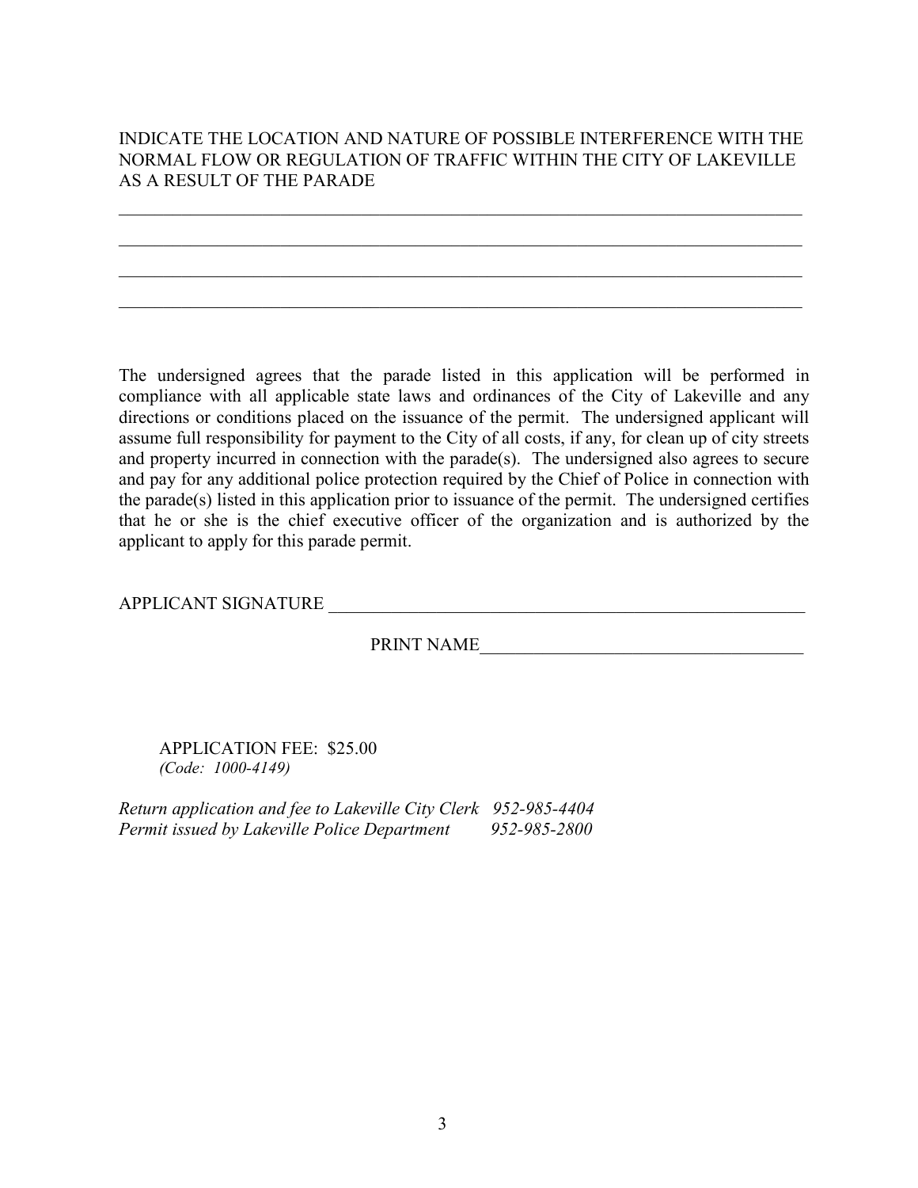INDICATE THE LOCATION AND NATURE OF POSSIBLE INTERFERENCE WITH THE NORMAL FLOW OR REGULATION OF TRAFFIC WITHIN THE CITY OF LAKEVILLE AS A RESULT OF THE PARADE

______________________________________________________________________________

______________________________________________________________________________

______________________________________________________________________________

______________________________________________________________________________

The undersigned agrees that the parade listed in this application will be performed in compliance with all applicable state laws and ordinances of the City of Lakeville and any directions or conditions placed on the issuance of the permit. The undersigned applicant will assume full responsibility for payment to the City of all costs, if any, for clean up of city streets and property incurred in connection with the parade(s). The undersigned also agrees to secure and pay for any additional police protection required by the Chief of Police in connection with the parade(s) listed in this application prior to issuance of the permit. The undersigned certifies that he or she is the chief executive officer of the organization and is authorized by the applicant to apply for this parade permit.

APPLICANT SIGNATURE ___________________________________________________

PRINT NAME_________________________________

APPLICATION FEE: $25.00
*(Code: 1000-4149)*

*Return application and fee to Lakeville City Clerk 952-985-4404*
*Permit issued by Lakeville Police Department 952-985-2800*